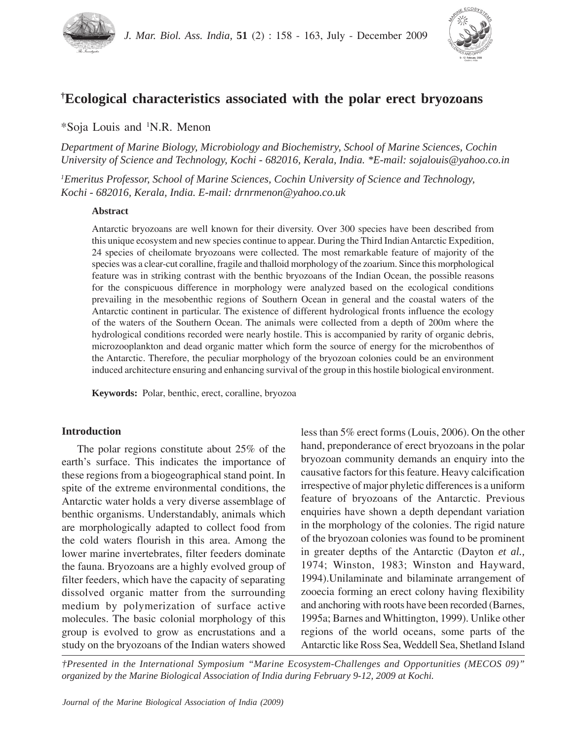# [†]Ecological characteristics associated with the polar erect bryozoans

*Soja Louis and [1]N.R. Menon

*Department of Marine Biology, Microbiology and Biochemistry, School of Marine Sciences, Cochin University of Science and Technology, Kochi - 682016, Kerala, India. *E-mail: sojalouis@yahoo.co.in*

*[1]Emeritus Professor, School of Marine Sciences, Cochin University of Science and Technology, Kochi - 682016, Kerala, India. E-mail: drnrmenon@yahoo.co.uk*

**Abstract**

Antarctic bryozoans are well known for their diversity. Over 300 species have been described from this unique ecosystem and new species continue to appear. During the Third Indian Antarctic Expedition, 24 species of cheilomate bryozoans were collected. The most remarkable feature of majority of the species was a clear-cut coralline, fragile and thalloid morphology of the zoarium. Since this morphological feature was in striking contrast with the benthic bryozoans of the Indian Ocean, the possible reasons for the conspicuous difference in morphology were analyzed based on the ecological conditions prevailing in the mesobenthic regions of Southern Ocean in general and the coastal waters of the Antarctic continent in particular. The existence of different hydrological fronts influence the ecology of the waters of the Southern Ocean. The animals were collected from a depth of 200m where the hydrological conditions recorded were nearly hostile. This is accompanied by rarity of organic debris, microzooplankton and dead organic matter which form the source of energy for the microbenthos of the Antarctic. Therefore, the peculiar morphology of the bryozoan colonies could be an environment induced architecture ensuring and enhancing survival of the group in this hostile biological environment.

**Keywords:** Polar, benthic, erect, coralline, bryozoa

## Introduction

The polar regions constitute about 25% of the earth's surface. This indicates the importance of these regions from a biogeographical stand point. In spite of the extreme environmental conditions, the Antarctic water holds a very diverse assemblage of benthic organisms. Understandably, animals which are morphologically adapted to collect food from the cold waters flourish in this area. Among the lower marine invertebrates, filter feeders dominate the fauna. Bryozoans are a highly evolved group of filter feeders, which have the capacity of separating dissolved organic matter from the surrounding medium by polymerization of surface active molecules. The basic colonial morphology of this group is evolved to grow as encrustations and a study on the bryozoans of the Indian waters showed less than 5% erect forms (Louis, 2006). On the other hand, preponderance of erect bryozoans in the polar bryozoan community demands an enquiry into the causative factors for this feature. Heavy calcification irrespective of major phyletic differences is a uniform feature of bryozoans of the Antarctic. Previous enquiries have shown a depth dependant variation in the morphology of the colonies. The rigid nature of the bryozoan colonies was found to be prominent in greater depths of the Antarctic (Dayton *et al.,* 1974; Winston, 1983; Winston and Hayward, 1994).Unilaminate and bilaminate arrangement of zooecia forming an erect colony having flexibility and anchoring with roots have been recorded (Barnes, 1995a; Barnes and Whittington, 1999). Unlike other regions of the world oceans, some parts of the Antarctic like Ross Sea, Weddell Sea, Shetland Island

*†Presented in the International Symposium "Marine Ecosystem-Challenges and Opportunities (MECOS 09)" organized by the Marine Biological Association of India during February 9-12, 2009 at Kochi.*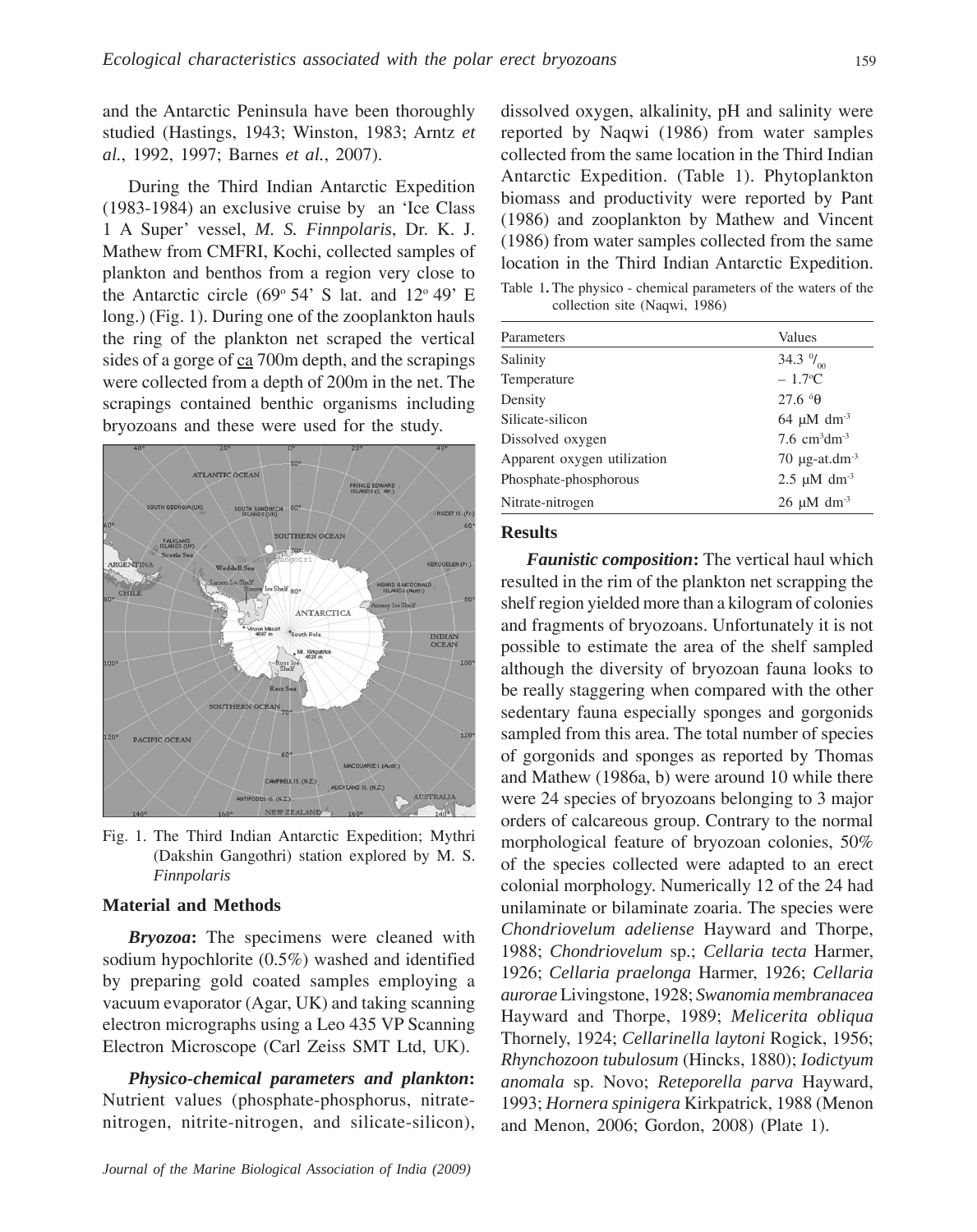and the Antarctic Peninsula have been thoroughly studied (Hastings, 1943; Winston, 1983; Arntz *et al.*, 1992, 1997; Barnes *et al.*, 2007).

During the Third Indian Antarctic Expedition (1983-1984) an exclusive cruise by an 'Ice Class 1 A Super' vessel, *M. S. Finnpolaris*, Dr. K. J. Mathew from CMFRI, Kochi, collected samples of plankton and benthos from a region very close to the Antarctic circle (69° 54' S lat. and 12° 49' E long.) (Fig. 1). During one of the zooplankton hauls the ring of the plankton net scraped the vertical sides of a gorge of ca 700m depth, and the scrapings were collected from a depth of 200m in the net. The scrapings contained benthic organisms including bryozoans and these were used for the study.

Fig. 1. The Third Indian Antarctic Expedition; Mythri (Dakshin Gangothri) station explored by M. S. *Finnpolaris*

## Material and Methods

***Bryozoa*:** The specimens were cleaned with sodium hypochlorite (0.5%) washed and identified by preparing gold coated samples employing a vacuum evaporator (Agar, UK) and taking scanning electron micrographs using a Leo 435 VP Scanning Electron Microscope (Carl Zeiss SMT Ltd, UK).

***Physico-chemical parameters and plankton*:** Nutrient values (phosphate-phosphorus, nitrate-nitrogen, nitrite-nitrogen, and silicate-silicon), dissolved oxygen, alkalinity, pH and salinity were reported by Naqwi (1986) from water samples collected from the same location in the Third Indian Antarctic Expedition. (Table 1). Phytoplankton biomass and productivity were reported by Pant (1986) and zooplankton by Mathew and Vincent (1986) from water samples collected from the same location in the Third Indian Antarctic Expedition.

Table 1. The physico - chemical parameters of the waters of the collection site (Naqwi, 1986)

| Parameters | Values |
|---|---|
| Salinity | 34.3 ‰ |
| Temperature | – 1.7°C |
| Density | 27.6 °θ |
| Silicate-silicon | 64 µM dm$^{-3}$ |
| Dissolved oxygen | 7.6 cm$^3$dm$^{-3}$ |
| Apparent oxygen utilization | 70 µg-at.dm$^{-3}$ |
| Phosphate-phosphorous | 2.5 µM dm$^{-3}$ |
| Nitrate-nitrogen | 26 µM dm$^{-3}$ |

## Results

***Faunistic composition*:** The vertical haul which resulted in the rim of the plankton net scrapping the shelf region yielded more than a kilogram of colonies and fragments of bryozoans. Unfortunately it is not possible to estimate the area of the shelf sampled although the diversity of bryozoan fauna looks to be really staggering when compared with the other sedentary fauna especially sponges and gorgonids sampled from this area. The total number of species of gorgonids and sponges as reported by Thomas and Mathew (1986a, b) were around 10 while there were 24 species of bryozoans belonging to 3 major orders of calcareous group. Contrary to the normal morphological feature of bryozoan colonies, 50% of the species collected were adapted to an erect colonial morphology. Numerically 12 of the 24 had unilaminate or bilaminate zoaria. The species were *Chondriovelum adeliense* Hayward and Thorpe, 1988; *Chondriovelum* sp.; *Cellaria tecta* Harmer, 1926; *Cellaria praelonga* Harmer, 1926; *Cellaria aurorae* Livingstone, 1928; *Swanomia membranacea* Hayward and Thorpe, 1989; *Melicerita obliqua* Thornely, 1924; *Cellarinella laytoni* Rogick, 1956; *Rhynchozoon tubulosum* (Hincks, 1880); *Iodictyum anomala* sp. Novo; *Reteporella parva* Hayward, 1993; *Hornera spinigera* Kirkpatrick, 1988 (Menon and Menon, 2006; Gordon, 2008) (Plate 1).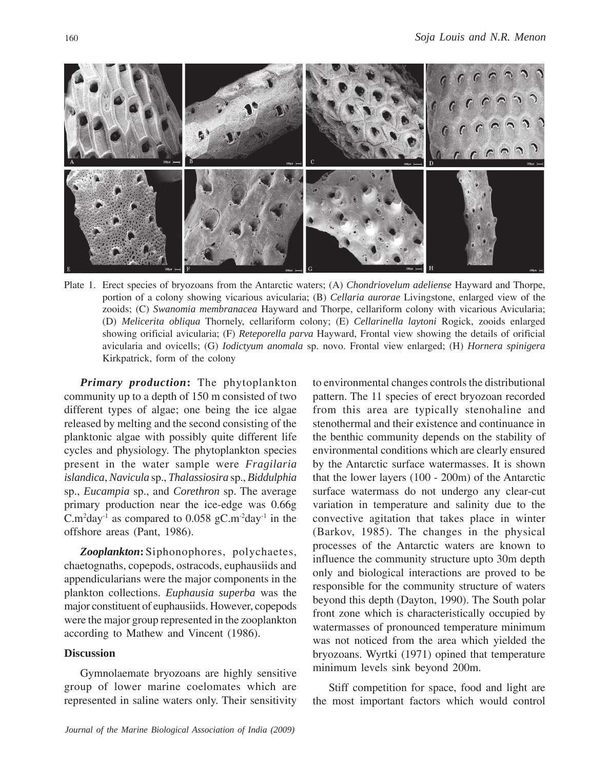Plate 1. Erect species of bryozoans from the Antarctic waters; (A) *Chondriovelum adeliense* Hayward and Thorpe, portion of a colony showing vicarious avicularia; (B) *Cellaria aurorae* Livingstone, enlarged view of the zooids; (C) *Swanomia membranacea* Hayward and Thorpe, cellariform colony with vicarious Avicularia; (D) *Melicerita obliqua* Thornely, cellariform colony; (E) *Cellarinella laytoni* Rogick, zooids enlarged showing orificial avicularia; (F) *Reteporella parva* Hayward, Frontal view showing the details of orificial avicularia and ovicells; (G) *Iodictyum anomala* sp. novo. Frontal view enlarged; (H) *Hornera spinigera* Kirkpatrick, form of the colony

***Primary production*:** The phytoplankton community up to a depth of 150 m consisted of two different types of algae; one being the ice algae released by melting and the second consisting of the planktonic algae with possibly quite different life cycles and physiology. The phytoplankton species present in the water sample were *Fragilaria islandica*, *Navicula* sp., *Thalassiosira* sp., *Biddulphia* sp., *Eucampia* sp., and *Corethron* sp. The average primary production near the ice-edge was 0.66g $C.m^2day^{-1}$ as compared to 0.058 $gC.m^{-2}day^{-1}$ in the offshore areas (Pant, 1986).

***Zooplankton*:** Siphonophores, polychaetes, chaetognaths, copepods, ostracods, euphausiids and appendicularians were the major components in the plankton collections. *Euphausia superba* was the major constituent of euphausiids. However, copepods were the major group represented in the zooplankton according to Mathew and Vincent (1986).

## Discussion

Gymnolaemate bryozoans are highly sensitive group of lower marine coelomates which are represented in saline waters only. Their sensitivity to environmental changes controls the distributional pattern. The 11 species of erect bryozoan recorded from this area are typically stenohaline and stenothermal and their existence and continuance in the benthic community depends on the stability of environmental conditions which are clearly ensured by the Antarctic surface watermasses. It is shown that the lower layers (100 - 200m) of the Antarctic surface watermass do not undergo any clear-cut variation in temperature and salinity due to the convective agitation that takes place in winter (Barkov, 1985). The changes in the physical processes of the Antarctic waters are known to influence the community structure upto 30m depth only and biological interactions are proved to be responsible for the community structure of waters beyond this depth (Dayton, 1990). The South polar front zone which is characteristically occupied by watermasses of pronounced temperature minimum was not noticed from the area which yielded the bryozoans. Wyrtki (1971) opined that temperature minimum levels sink beyond 200m.

Stiff competition for space, food and light are the most important factors which would control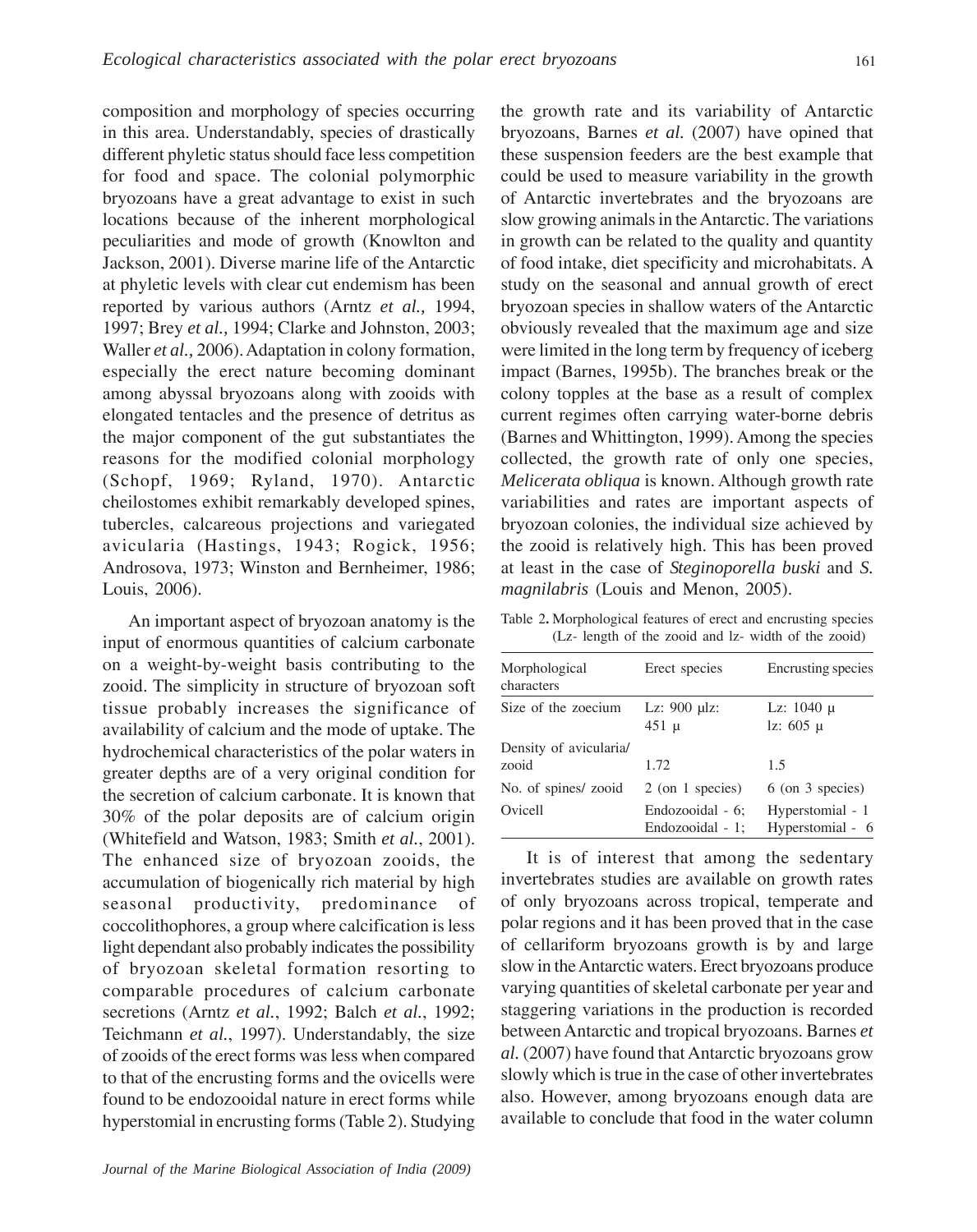composition and morphology of species occurring in this area. Understandably, species of drastically different phyletic status should face less competition for food and space. The colonial polymorphic bryozoans have a great advantage to exist in such locations because of the inherent morphological peculiarities and mode of growth (Knowlton and Jackson, 2001). Diverse marine life of the Antarctic at phyletic levels with clear cut endemism has been reported by various authors (Arntz *et al.,* 1994, 1997; Brey *et al.,* 1994; Clarke and Johnston, 2003; Waller *et al.,* 2006). Adaptation in colony formation, especially the erect nature becoming dominant among abyssal bryozoans along with zooids with elongated tentacles and the presence of detritus as the major component of the gut substantiates the reasons for the modified colonial morphology (Schopf, 1969; Ryland, 1970). Antarctic cheilostomes exhibit remarkably developed spines, tubercles, calcareous projections and variegated avicularia (Hastings, 1943; Rogick, 1956; Androsova, 1973; Winston and Bernheimer, 1986; Louis, 2006).

An important aspect of bryozoan anatomy is the input of enormous quantities of calcium carbonate on a weight-by-weight basis contributing to the zooid. The simplicity in structure of bryozoan soft tissue probably increases the significance of availability of calcium and the mode of uptake. The hydrochemical characteristics of the polar waters in greater depths are of a very original condition for the secretion of calcium carbonate. It is known that 30% of the polar deposits are of calcium origin (Whitefield and Watson, 1983; Smith *et al.*, 2001). The enhanced size of bryozoan zooids, the accumulation of biogenically rich material by high seasonal productivity, predominance of coccolithophores, a group where calcification is less light dependant also probably indicates the possibility of bryozoan skeletal formation resorting to comparable procedures of calcium carbonate secretions (Arntz *et al.*, 1992; Balch *et al.*, 1992; Teichmann *et al.*, 1997). Understandably, the size of zooids of the erect forms was less when compared to that of the encrusting forms and the ovicells were found to be endozooidal nature in erect forms while hyperstomial in encrusting forms (Table 2). Studying the growth rate and its variability of Antarctic bryozoans, Barnes *et al.* (2007) have opined that these suspension feeders are the best example that could be used to measure variability in the growth of Antarctic invertebrates and the bryozoans are slow growing animals in the Antarctic. The variations in growth can be related to the quality and quantity of food intake, diet specificity and microhabitats. A study on the seasonal and annual growth of erect bryozoan species in shallow waters of the Antarctic obviously revealed that the maximum age and size were limited in the long term by frequency of iceberg impact (Barnes, 1995b). The branches break or the colony topples at the base as a result of complex current regimes often carrying water-borne debris (Barnes and Whittington, 1999). Among the species collected, the growth rate of only one species, *Melicerata obliqua* is known. Although growth rate variabilities and rates are important aspects of bryozoan colonies, the individual size achieved by the zooid is relatively high. This has been proved at least in the case of *Steginoporella buski* and *S. magnilabris* (Louis and Menon, 2005).

Table 2. Morphological features of erect and encrusting species (Lz- length of the zooid and lz- width of the zooid)

| Morphological characters | Erect species | Encrusting species |
|---|---|---|
| Size of the zoecium | Lz: 900 µlz: 451 µ | Lz: 1040 µ lz: 605 µ |
| Density of avicularia/ zooid | 1.72 | 1.5 |
| No. of spines/ zooid | 2 (on 1 species) | 6 (on 3 species) |
| Ovicell | Endozooidal - 6; Endozooidal - 1; | Hyperstomial - 1 Hyperstomial - 6 |

It is of interest that among the sedentary invertebrates studies are available on growth rates of only bryozoans across tropical, temperate and polar regions and it has been proved that in the case of cellariform bryozoans growth is by and large slow in the Antarctic waters. Erect bryozoans produce varying quantities of skeletal carbonate per year and staggering variations in the production is recorded between Antarctic and tropical bryozoans. Barnes *et al.* (2007) have found that Antarctic bryozoans grow slowly which is true in the case of other invertebrates also. However, among bryozoans enough data are available to conclude that food in the water column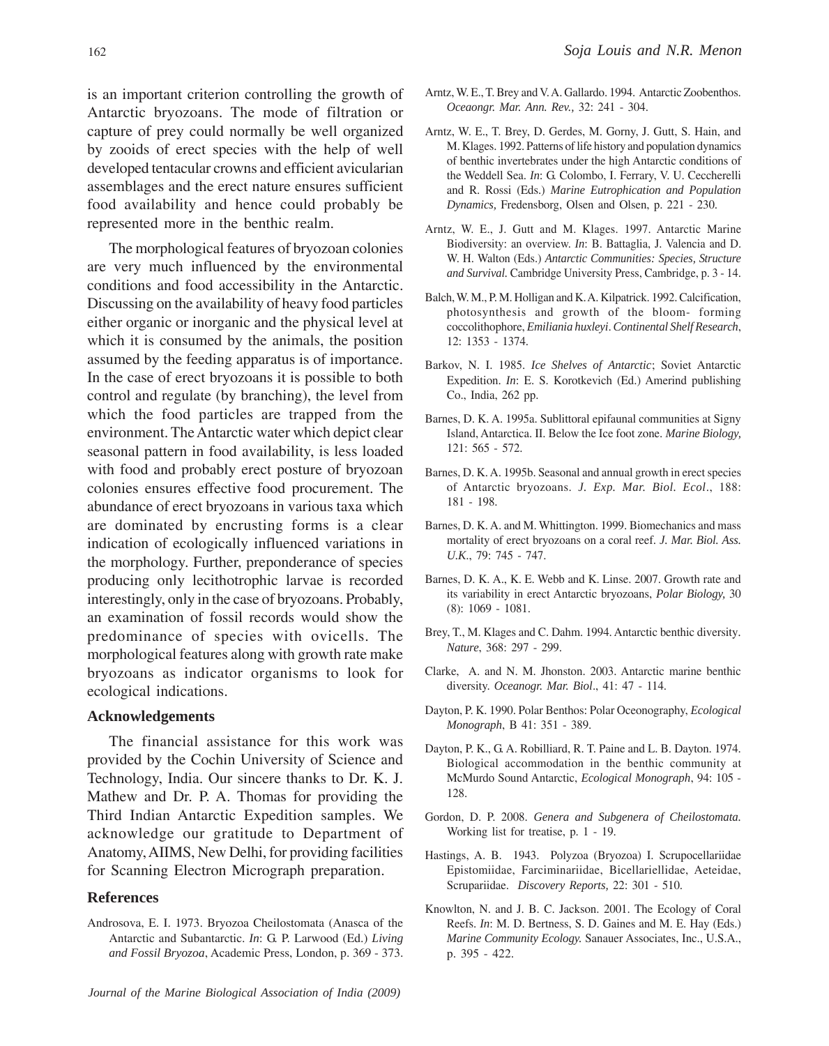is an important criterion controlling the growth of Antarctic bryozoans. The mode of filtration or capture of prey could normally be well organized by zooids of erect species with the help of well developed tentacular crowns and efficient avicularian assemblages and the erect nature ensures sufficient food availability and hence could probably be represented more in the benthic realm.

The morphological features of bryozoan colonies are very much influenced by the environmental conditions and food accessibility in the Antarctic. Discussing on the availability of heavy food particles either organic or inorganic and the physical level at which it is consumed by the animals, the position assumed by the feeding apparatus is of importance. In the case of erect bryozoans it is possible to both control and regulate (by branching), the level from which the food particles are trapped from the environment. The Antarctic water which depict clear seasonal pattern in food availability, is less loaded with food and probably erect posture of bryozoan colonies ensures effective food procurement. The abundance of erect bryozoans in various taxa which are dominated by encrusting forms is a clear indication of ecologically influenced variations in the morphology. Further, preponderance of species producing only lecithotrophic larvae is recorded interestingly, only in the case of bryozoans. Probably, an examination of fossil records would show the predominance of species with ovicells. The morphological features along with growth rate make bryozoans as indicator organisms to look for ecological indications.

## Acknowledgements

The financial assistance for this work was provided by the Cochin University of Science and Technology, India. Our sincere thanks to Dr. K. J. Mathew and Dr. P. A. Thomas for providing the Third Indian Antarctic Expedition samples. We acknowledge our gratitude to Department of Anatomy, AIIMS, New Delhi, for providing facilities for Scanning Electron Micrograph preparation.

## References

Androsova, E. I. 1973. Bryozoa Cheilostomata (Anasca of the Antarctic and Subantarctic. *In*: G. P. Larwood (Ed.) *Living and Fossil Bryozoa*, Academic Press, London, p. 369 - 373.

Arntz, W. E., T. Brey and V. A. Gallardo. 1994. Antarctic Zoobenthos. *Oceaongr. Mar. Ann. Rev.,* 32: 241 - 304.

Arntz, W. E., T. Brey, D. Gerdes, M. Gorny, J. Gutt, S. Hain, and M. Klages. 1992. Patterns of life history and population dynamics of benthic invertebrates under the high Antarctic conditions of the Weddell Sea. *In*: G. Colombo, I. Ferrary, V. U. Ceccherelli and R. Rossi (Eds.) *Marine Eutrophication and Population Dynamics,* Fredensborg, Olsen and Olsen, p. 221 - 230.

Arntz, W. E., J. Gutt and M. Klages. 1997. Antarctic Marine Biodiversity: an overview. *In*: B. Battaglia, J. Valencia and D. W. H. Walton (Eds.) *Antarctic Communities: Species, Structure and Survival.* Cambridge University Press, Cambridge, p. 3 - 14.

Balch, W. M., P. M. Holligan and K. A. Kilpatrick. 1992. Calcification, photosynthesis and growth of the bloom- forming coccolithophore, *Emiliania huxleyi*. *Continental Shelf Research*, 12: 1353 - 1374.

Barkov, N. I. 1985. *Ice Shelves of Antarctic*; Soviet Antarctic Expedition. *In*: E. S. Korotkevich (Ed.) Amerind publishing Co., India, 262 pp.

Barnes, D. K. A. 1995a. Sublittoral epifaunal communities at Signy Island, Antarctica. II. Below the Ice foot zone. *Marine Biology,* 121: 565 - 572.

Barnes, D. K. A. 1995b. Seasonal and annual growth in erect species of Antarctic bryozoans. *J. Exp. Mar. Biol. Ecol*., 188: 181 - 198.

Barnes, D. K. A. and M. Whittington. 1999. Biomechanics and mass mortality of erect bryozoans on a coral reef. *J. Mar. Biol. Ass. U.K*., 79: 745 - 747.

Barnes, D. K. A., K. E. Webb and K. Linse. 2007. Growth rate and its variability in erect Antarctic bryozoans, *Polar Biology,* 30 (8): 1069 - 1081.

Brey, T., M. Klages and C. Dahm. 1994. Antarctic benthic diversity. *Nature*, 368: 297 - 299.

Clarke, A. and N. M. Jhonston. 2003. Antarctic marine benthic diversity. *Oceanogr. Mar. Biol*., 41: 47 - 114.

Dayton, P. K. 1990. Polar Benthos: Polar Oceonography, *Ecological Monograph*, B 41: 351 - 389.

Dayton, P. K., G. A. Robilliard, R. T. Paine and L. B. Dayton. 1974. Biological accommodation in the benthic community at McMurdo Sound Antarctic, *Ecological Monograph*, 94: 105 - 128.

Gordon, D. P. 2008. *Genera and Subgenera of Cheilostomata.* Working list for treatise, p. 1 - 19.

Hastings, A. B. 1943. Polyzoa (Bryozoa) I. Scrupocellariidae Epistomiidae, Farciminariidae, Bicellariellidae, Aeteidae, Scrupariidae. *Discovery Reports,* 22: 301 - 510.

Knowlton, N. and J. B. C. Jackson. 2001. The Ecology of Coral Reefs. *In*: M. D. Bertness, S. D. Gaines and M. E. Hay (Eds.) *Marine Community Ecology.* Sanauer Associates, Inc., U.S.A., p. 395 - 422.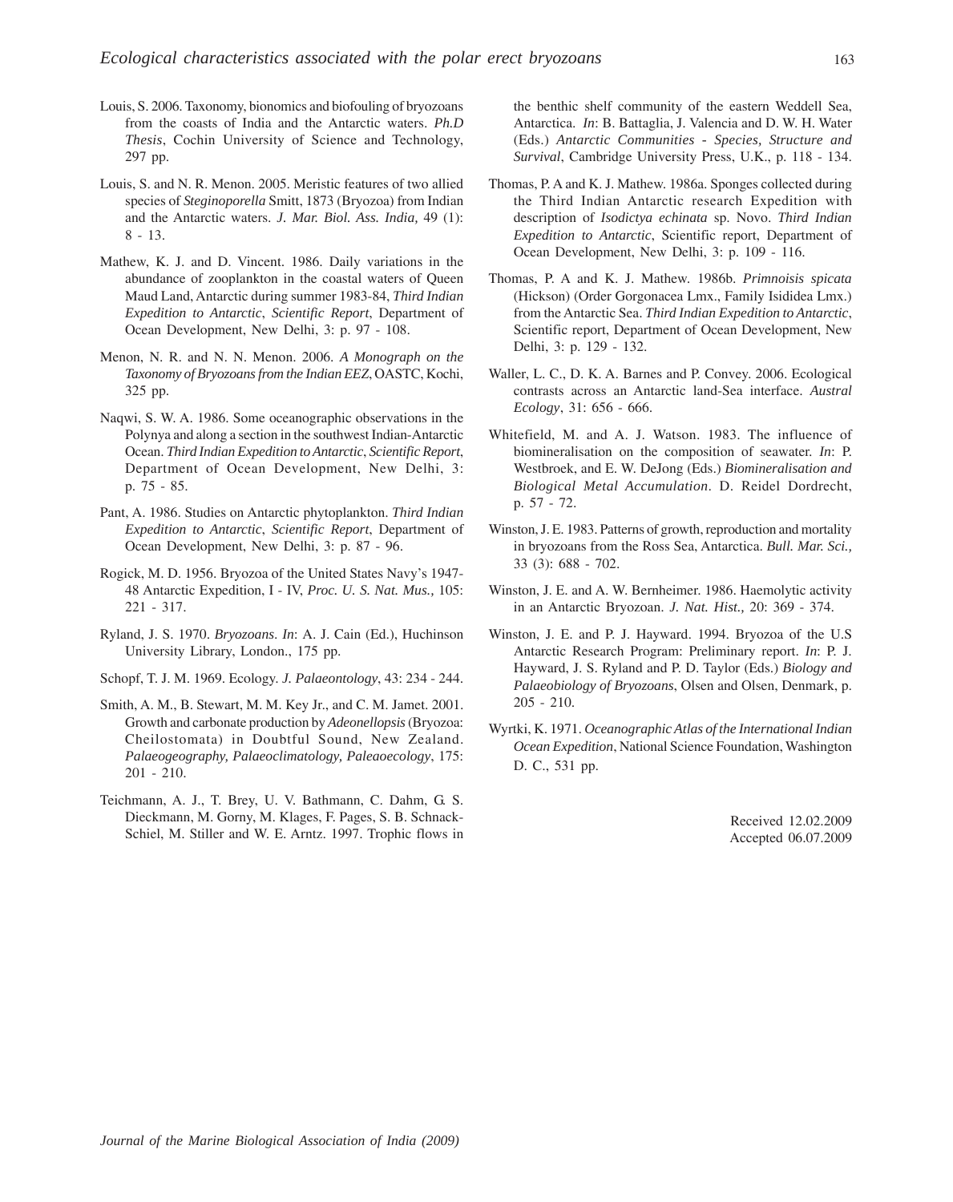Louis, S. 2006. Taxonomy, bionomics and biofouling of bryozoans from the coasts of India and the Antarctic waters. *Ph.D Thesis*, Cochin University of Science and Technology, 297 pp.

Louis, S. and N. R. Menon. 2005. Meristic features of two allied species of *Steginoporella* Smitt, 1873 (Bryozoa) from Indian and the Antarctic waters. *J. Mar. Biol. Ass. India,* 49 (1): 8 - 13.

Mathew, K. J. and D. Vincent. 1986. Daily variations in the abundance of zooplankton in the coastal waters of Queen Maud Land, Antarctic during summer 1983-84, *Third Indian Expedition to Antarctic*, *Scientific Report*, Department of Ocean Development, New Delhi, 3: p. 97 - 108.

Menon, N. R. and N. N. Menon. 2006. *A Monograph on the Taxonomy of Bryozoans from the Indian EEZ*, OASTC, Kochi, 325 pp.

Naqwi, S. W. A. 1986. Some oceanographic observations in the Polynya and along a section in the southwest Indian-Antarctic Ocean. *Third Indian Expedition to Antarctic*, *Scientific Report*, Department of Ocean Development, New Delhi, 3: p. 75 - 85.

Pant, A. 1986. Studies on Antarctic phytoplankton. *Third Indian Expedition to Antarctic*, *Scientific Report*, Department of Ocean Development, New Delhi, 3: p. 87 - 96.

Rogick, M. D. 1956. Bryozoa of the United States Navy's 1947-48 Antarctic Expedition, I - IV, *Proc. U. S. Nat. Mus.,* 105: 221 - 317.

Ryland, J. S. 1970. *Bryozoans*. *In*: A. J. Cain (Ed.), Huchinson University Library, London., 175 pp.

Schopf, T. J. M. 1969. Ecology. *J. Palaeontology*, 43: 234 - 244.

Smith, A. M., B. Stewart, M. M. Key Jr., and C. M. Jamet. 2001. Growth and carbonate production by *Adeonellopsis* (Bryozoa: Cheilostomata) in Doubtful Sound, New Zealand. *Palaeogeography, Palaeoclimatology, Paleaoecology*, 175: 201 - 210.

Teichmann, A. J., T. Brey, U. V. Bathmann, C. Dahm, G. S. Dieckmann, M. Gorny, M. Klages, F. Pages, S. B. Schnack-Schiel, M. Stiller and W. E. Arntz. 1997. Trophic flows in the benthic shelf community of the eastern Weddell Sea, Antarctica. *In*: B. Battaglia, J. Valencia and D. W. H. Water (Eds.) *Antarctic Communities - Species, Structure and Survival*, Cambridge University Press, U.K., p. 118 - 134.

Thomas, P. A and K. J. Mathew. 1986a. Sponges collected during the Third Indian Antarctic research Expedition with description of *Isodictya echinata* sp. Novo. *Third Indian Expedition to Antarctic*, Scientific report, Department of Ocean Development, New Delhi, 3: p. 109 - 116.

Thomas, P. A and K. J. Mathew. 1986b. *Primnoisis spicata* (Hickson) (Order Gorgonacea Lmx., Family Isididea Lmx.) from the Antarctic Sea. *Third Indian Expedition to Antarctic*, Scientific report, Department of Ocean Development, New Delhi, 3: p. 129 - 132.

Waller, L. C., D. K. A. Barnes and P. Convey. 2006. Ecological contrasts across an Antarctic land-Sea interface. *Austral Ecology*, 31: 656 - 666.

Whitefield, M. and A. J. Watson. 1983. The influence of biomineralisation on the composition of seawater. *In*: P. Westbroek, and E. W. DeJong (Eds.) *Biomineralisation and Biological Metal Accumulation*. D. Reidel Dordrecht, p. 57 - 72.

Winston, J. E. 1983. Patterns of growth, reproduction and mortality in bryozoans from the Ross Sea, Antarctica. *Bull. Mar. Sci.,* 33 (3): 688 - 702.

Winston, J. E. and A. W. Bernheimer. 1986. Haemolytic activity in an Antarctic Bryozoan. *J. Nat. Hist.,* 20: 369 - 374.

Winston, J. E. and P. J. Hayward. 1994. Bryozoa of the U.S Antarctic Research Program: Preliminary report. *In*: P. J. Hayward, J. S. Ryland and P. D. Taylor (Eds.) *Biology and Palaeobiology of Bryozoans*, Olsen and Olsen, Denmark, p. 205 - 210.

Wyrtki, K. 1971. *Oceanographic Atlas of the International Indian Ocean Expedition*, National Science Foundation, Washington D. C., 531 pp.

Received 12.02.2009
Accepted 06.07.2009